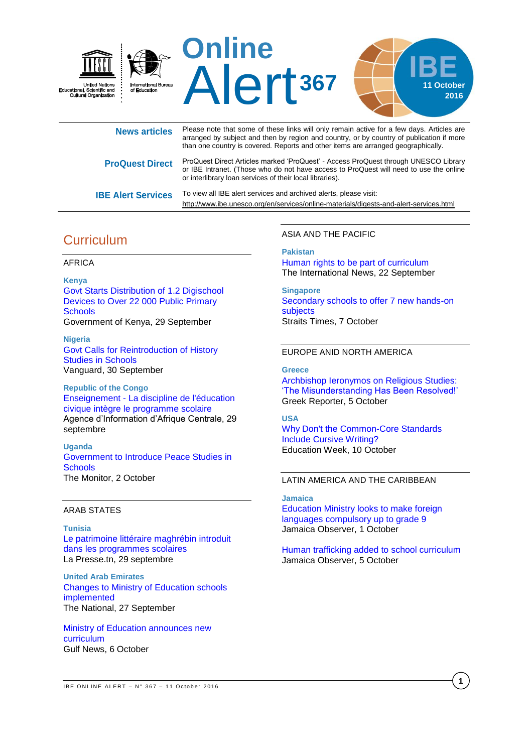# Online Alert 367

IBE 11 October 2016

United Nations Educational, Scientific and Cultural Organization — International Bureau of Education

**News articles** — Please note that some of these links will only remain active for a few days. Articles are arranged by subject and then by region and country, or by country of publication if more than one country is covered. Reports and other items are arranged geographically.

**ProQuest Direct** — ProQuest Direct Articles marked 'ProQuest' - Access ProQuest through UNESCO Library or IBE Intranet. (Those who do not have access to ProQuest will need to use the online or interlibrary loan services of their local libraries).

**IBE Alert Services** — To view all IBE alert services and archived alerts, please visit: http://www.ibe.unesco.org/en/services/online-materials/digests-and-alert-services.html

## Curriculum

### AFRICA

**Kenya**

Govt Starts Distribution of 1.2 Digischool Devices to Over 22 000 Public Primary Schools
Government of Kenya, 29 September

**Nigeria**

Govt Calls for Reintroduction of History Studies in Schools
Vanguard, 30 September

**Republic of the Congo**

Enseignement - La discipline de l'éducation civique intègre le programme scolaire
Agence d'Information d'Afrique Centrale, 29 septembre

**Uganda**

Government to Introduce Peace Studies in Schools
The Monitor, 2 October

### ARAB STATES

**Tunisia**

Le patrimoine littéraire maghrébin introduit dans les programmes scolaires
La Presse.tn, 29 septembre

**United Arab Emirates**

Changes to Ministry of Education schools implemented
The National, 27 September

Ministry of Education announces new curriculum
Gulf News, 6 October

### ASIA AND THE PACIFIC

**Pakistan**

Human rights to be part of curriculum
The International News, 22 September

**Singapore**

Secondary schools to offer 7 new hands-on subjects
Straits Times, 7 October

### EUROPE AND NORTH AMERICA

**Greece**

Archbishop Ieronymos on Religious Studies: 'The Misunderstanding Has Been Resolved!'
Greek Reporter, 5 October

**USA**

Why Don't the Common-Core Standards Include Cursive Writing?
Education Week, 10 October

### LATIN AMERICA AND THE CARIBBEAN

**Jamaica**

Education Ministry looks to make foreign languages compulsory up to grade 9
Jamaica Observer, 1 October

Human trafficking added to school curriculum
Jamaica Observer, 5 October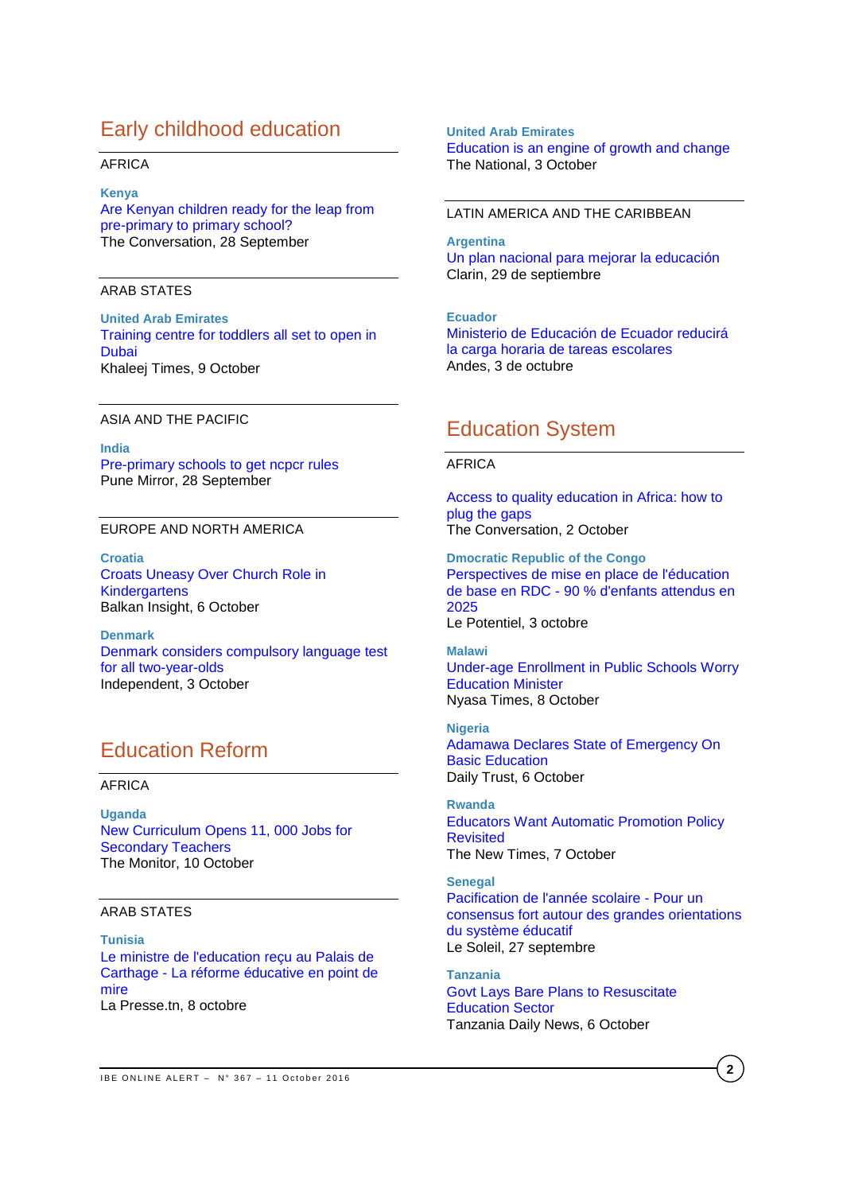# Early childhood education

## AFRICA

**Kenya**
Are Kenyan children ready for the leap from pre-primary to primary school?
The Conversation, 28 September

## ARAB STATES

**United Arab Emirates**
Training centre for toddlers all set to open in Dubai
Khaleej Times, 9 October

## ASIA AND THE PACIFIC

**India**
Pre-primary schools to get ncpcr rules
Pune Mirror, 28 September

## EUROPE AND NORTH AMERICA

**Croatia**
Croats Uneasy Over Church Role in Kindergartens
Balkan Insight, 6 October

**Denmark**
Denmark considers compulsory language test for all two-year-olds
Independent, 3 October

# Education Reform

## AFRICA

**Uganda**
New Curriculum Opens 11, 000 Jobs for Secondary Teachers
The Monitor, 10 October

## ARAB STATES

**Tunisia**
Le ministre de l'education reçu au Palais de Carthage - La réforme éducative en point de mire
La Presse.tn, 8 octobre

**United Arab Emirates**
Education is an engine of growth and change
The National, 3 October

## LATIN AMERICA AND THE CARIBBEAN

**Argentina**
Un plan nacional para mejorar la educación
Clarin, 29 de septiembre

**Ecuador**
Ministerio de Educación de Ecuador reducirá la carga horaria de tareas escolares
Andes, 3 de octubre

# Education System

## AFRICA

Access to quality education in Africa: how to plug the gaps
The Conversation, 2 October

**Dmocratic Republic of the Congo**
Perspectives de mise en place de l'éducation de base en RDC - 90 % d'enfants attendus en 2025
Le Potentiel, 3 octobre

**Malawi**
Under-age Enrollment in Public Schools Worry Education Minister
Nyasa Times, 8 October

**Nigeria**
Adamawa Declares State of Emergency On Basic Education
Daily Trust, 6 October

**Rwanda**
Educators Want Automatic Promotion Policy Revisited
The New Times, 7 October

**Senegal**
Pacification de l'année scolaire - Pour un consensus fort autour des grandes orientations du système éducatif
Le Soleil, 27 septembre

**Tanzania**
Govt Lays Bare Plans to Resuscitate Education Sector
Tanzania Daily News, 6 October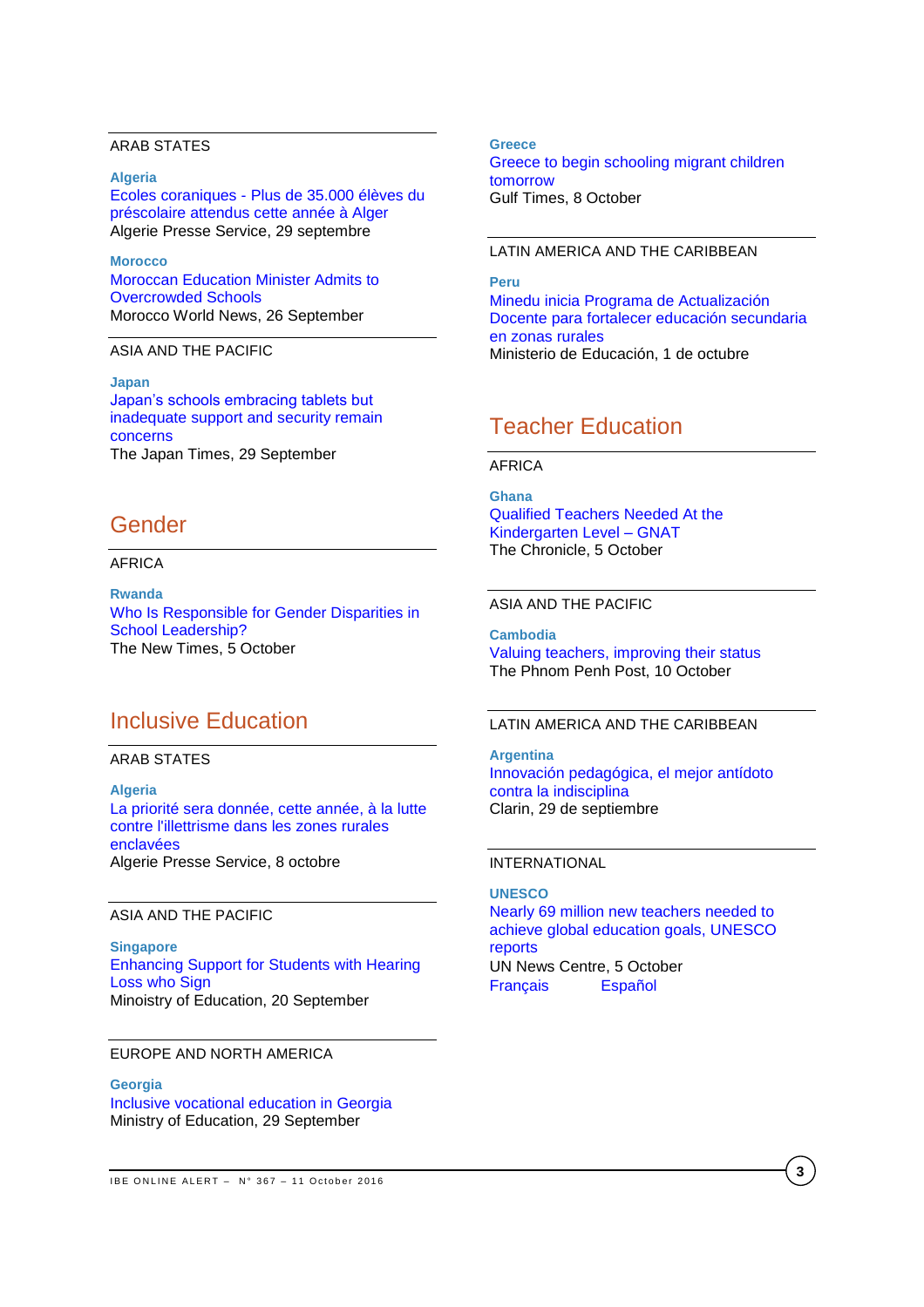ARAB STATES

**Algeria**
Ecoles coraniques - Plus de 35.000 élèves du préscolaire attendus cette année à Alger
Algerie Presse Service, 29 septembre

**Morocco**
Moroccan Education Minister Admits to Overcrowded Schools
Morocco World News, 26 September

ASIA AND THE PACIFIC

**Japan**
Japan's schools embracing tablets but inadequate support and security remain concerns
The Japan Times, 29 September

## Gender

AFRICA

**Rwanda**
Who Is Responsible for Gender Disparities in School Leadership?
The New Times, 5 October

## Inclusive Education

ARAB STATES

**Algeria**
La priorité sera donnée, cette année, à la lutte contre l'illettrisme dans les zones rurales enclavées
Algerie Presse Service, 8 octobre

ASIA AND THE PACIFIC

**Singapore**
Enhancing Support for Students with Hearing Loss who Sign
Minoistry of Education, 20 September

EUROPE AND NORTH AMERICA

**Georgia**
Inclusive vocational education in Georgia
Ministry of Education, 29 September

**Greece**
Greece to begin schooling migrant children tomorrow
Gulf Times, 8 October

LATIN AMERICA AND THE CARIBBEAN

**Peru**
Minedu inicia Programa de Actualización Docente para fortalecer educación secundaria en zonas rurales
Ministerio de Educación, 1 de octubre

## Teacher Education

AFRICA

**Ghana**
Qualified Teachers Needed At the Kindergarten Level – GNAT
The Chronicle, 5 October

ASIA AND THE PACIFIC

**Cambodia**
Valuing teachers, improving their status
The Phnom Penh Post, 10 October

LATIN AMERICA AND THE CARIBBEAN

**Argentina**
Innovación pedagógica, el mejor antídoto contra la indisciplina
Clarin, 29 de septiembre

INTERNATIONAL

**UNESCO**
Nearly 69 million new teachers needed to achieve global education goals, UNESCO reports
UN News Centre, 5 October
Français Español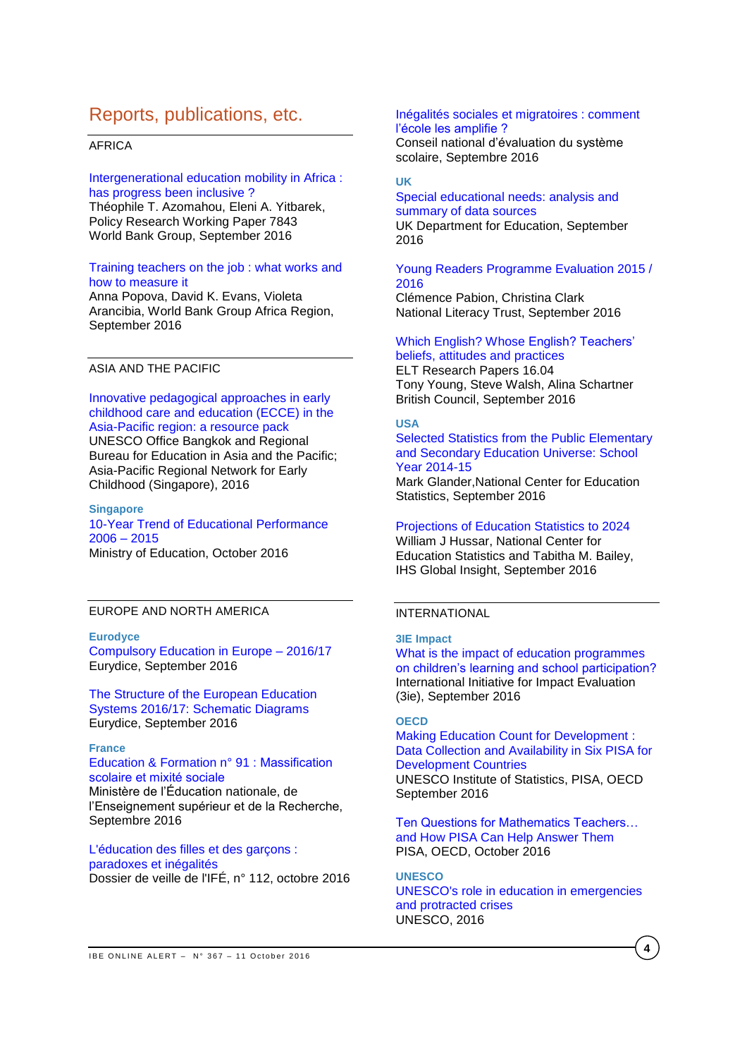# Reports, publications, etc.

## AFRICA

Intergenerational education mobility in Africa : has progress been inclusive ?
Théophile T. Azomahou, Eleni A. Yitbarek, Policy Research Working Paper 7843
World Bank Group, September 2016

Training teachers on the job : what works and how to measure it
Anna Popova, David K. Evans, Violeta Arancibia, World Bank Group Africa Region, September 2016

## ASIA AND THE PACIFIC

Innovative pedagogical approaches in early childhood care and education (ECCE) in the Asia-Pacific region: a resource pack
UNESCO Office Bangkok and Regional Bureau for Education in Asia and the Pacific; Asia-Pacific Regional Network for Early Childhood (Singapore), 2016

### Singapore

10-Year Trend of Educational Performance 2006 – 2015
Ministry of Education, October 2016

## EUROPE AND NORTH AMERICA

### Eurodyce

Compulsory Education in Europe – 2016/17
Eurydice, September 2016

The Structure of the European Education Systems 2016/17: Schematic Diagrams
Eurydice, September 2016

### France

Education & Formation n° 91 : Massification scolaire et mixité sociale
Ministère de l'Éducation nationale, de l'Enseignement supérieur et de la Recherche, Septembre 2016

L'éducation des filles et des garçons : paradoxes et inégalités
Dossier de veille de l'IFÉ, n° 112, octobre 2016

Inégalités sociales et migratoires : comment l'école les amplifie ?
Conseil national d'évaluation du système scolaire, Septembre 2016

### UK

Special educational needs: analysis and summary of data sources
UK Department for Education, September 2016

Young Readers Programme Evaluation 2015 / 2016
Clémence Pabion, Christina Clark
National Literacy Trust, September 2016

Which English? Whose English? Teachers' beliefs, attitudes and practices
ELT Research Papers 16.04
Tony Young, Steve Walsh, Alina Schartner
British Council, September 2016

### USA

Selected Statistics from the Public Elementary and Secondary Education Universe: School Year 2014-15
Mark Glander,National Center for Education Statistics, September 2016

Projections of Education Statistics to 2024
William J Hussar, National Center for Education Statistics and Tabitha M. Bailey, IHS Global Insight, September 2016

## INTERNATIONAL

### 3IE Impact

What is the impact of education programmes on children's learning and school participation?
International Initiative for Impact Evaluation (3ie), September 2016

### OECD

Making Education Count for Development : Data Collection and Availability in Six PISA for Development Countries
UNESCO Institute of Statistics, PISA, OECD
September 2016

Ten Questions for Mathematics Teachers… and How PISA Can Help Answer Them
PISA, OECD, October 2016

### UNESCO

UNESCO's role in education in emergencies and protracted crises
UNESCO, 2016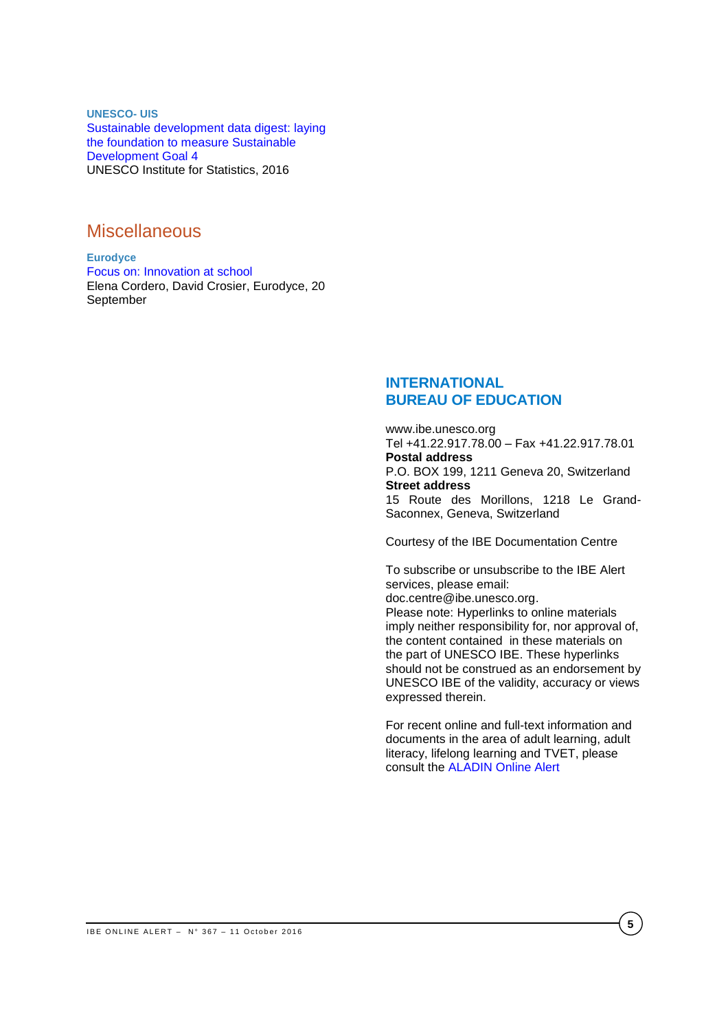**UNESCO- UIS**
Sustainable development data digest: laying the foundation to measure Sustainable Development Goal 4
UNESCO Institute for Statistics, 2016

## Miscellaneous

**Eurodyce**
Focus on: Innovation at school
Elena Cordero, David Crosier, Eurodyce, 20 September

## INTERNATIONAL BUREAU OF EDUCATION

www.ibe.unesco.org
Tel +41.22.917.78.00 – Fax +41.22.917.78.01
**Postal address**
P.O. BOX 199, 1211 Geneva 20, Switzerland
**Street address**
15 Route des Morillons, 1218 Le Grand-Saconnex, Geneva, Switzerland

Courtesy of the IBE Documentation Centre

To subscribe or unsubscribe to the IBE Alert services, please email: doc.centre@ibe.unesco.org.
Please note: Hyperlinks to online materials imply neither responsibility for, nor approval of, the content contained in these materials on the part of UNESCO IBE. These hyperlinks should not be construed as an endorsement by UNESCO IBE of the validity, accuracy or views expressed therein.

For recent online and full-text information and documents in the area of adult learning, adult literacy, lifelong learning and TVET, please consult the ALADIN Online Alert